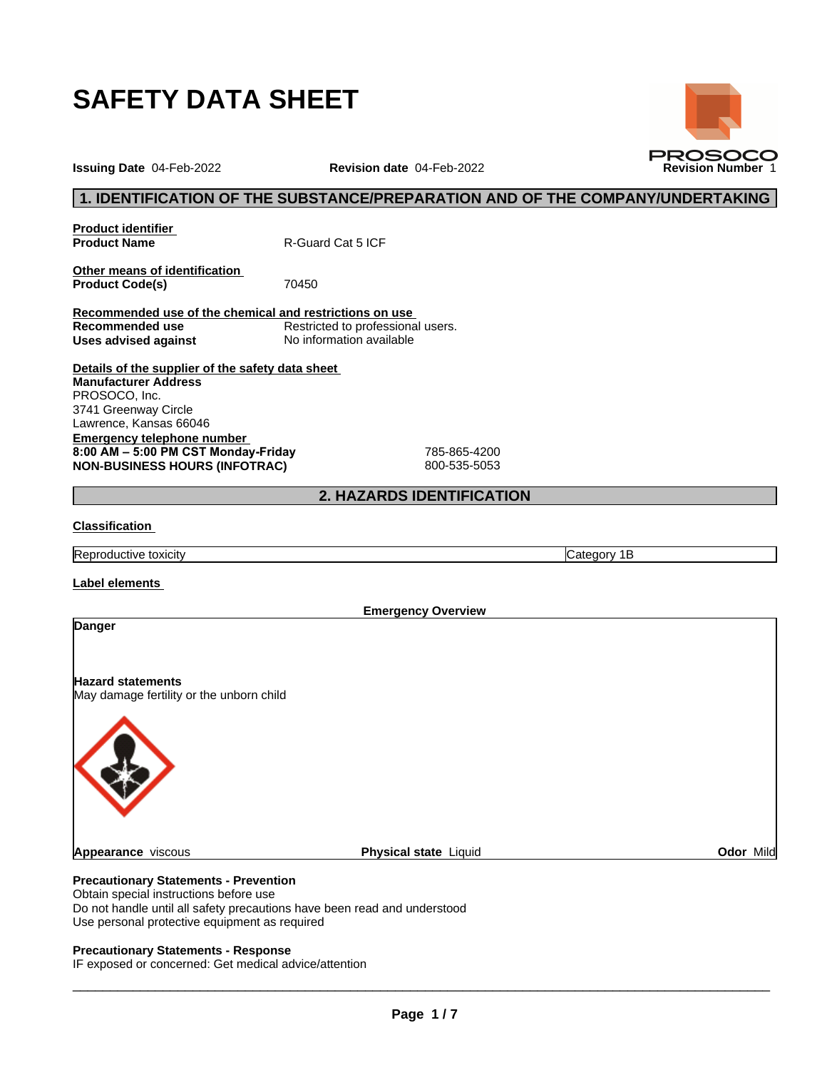# SAFETY DATA SHEET

PROSOCO

**Issuing Date** 04-Feb-2022 **Revision date** 04-Feb-2022 **Revision Number** 1

## 1. IDENTIFICATION OF THE SUBSTANCE/PREPARATION AND OF THE COMPANY/UNDERTAKING

**Product identifier**

**Product Name** R-Guard Cat 5 ICF

**Other means of identification**

**Product Code(s)** 70450

**Recommended use of the chemical and restrictions on use**

**Recommended use** Restricted to professional users.

**Uses advised against** No information available

**Details of the supplier of the safety data sheet**

**Manufacturer Address**
PROSOCO, Inc.
3741 Greenway Circle
Lawrence, Kansas 66046

**Emergency telephone number**

**8:00 AM – 5:00 PM CST Monday-Friday** 785-865-4200

**NON-BUSINESS HOURS (INFOTRAC)** 800-535-5053

## 2. HAZARDS IDENTIFICATION

**Classification**

| Reproductive toxicity | Category 1B |
|---|---|

**Label elements**

**Emergency Overview**

**Danger**

**Hazard statements**
May damage fertility or the unborn child

**Appearance** viscous **Physical state** Liquid **Odor** Mild

**Precautionary Statements - Prevention**
Obtain special instructions before use
Do not handle until all safety precautions have been read and understood
Use personal protective equipment as required

**Precautionary Statements - Response**
IF exposed or concerned: Get medical advice/attention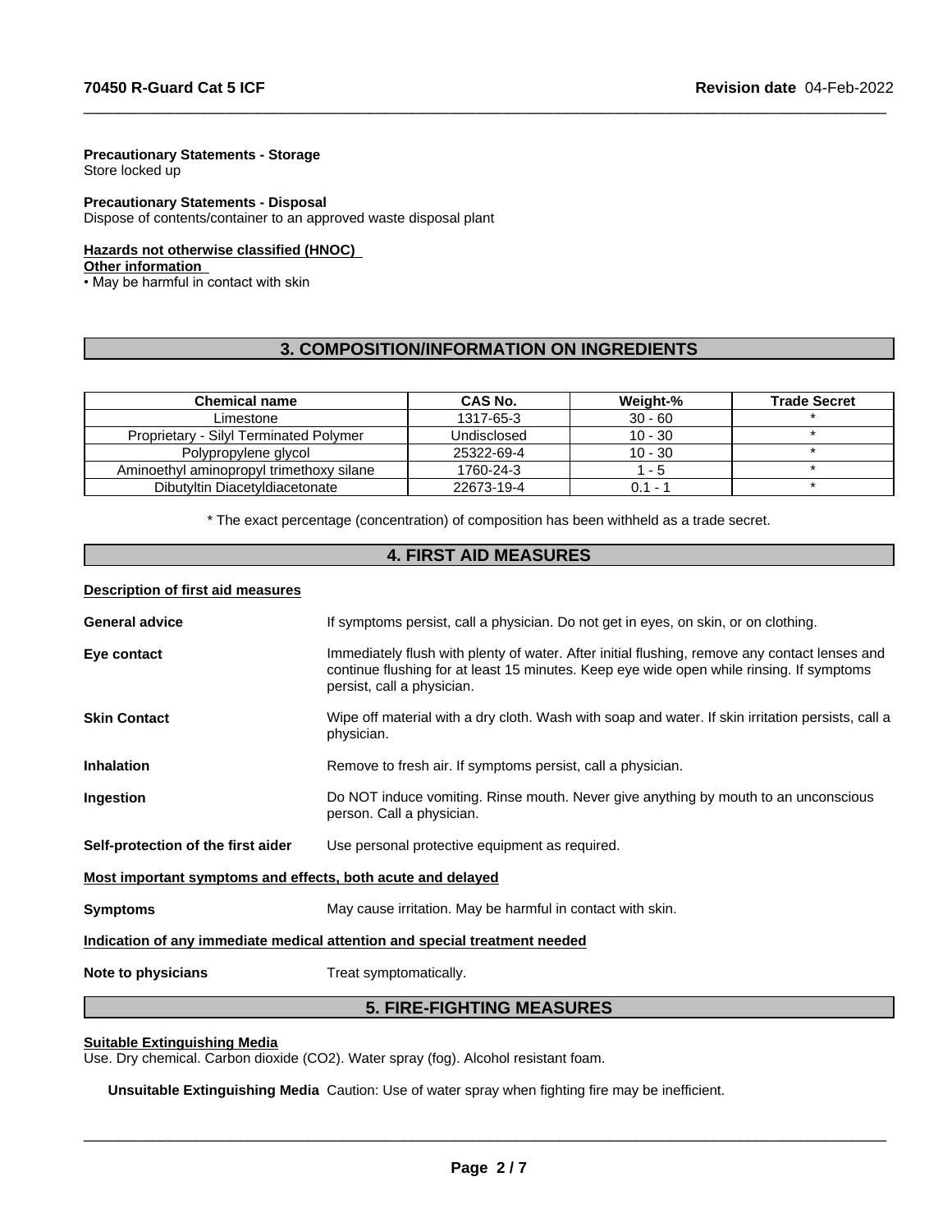**Precautionary Statements - Storage**
Store locked up

**Precautionary Statements - Disposal**
Dispose of contents/container to an approved waste disposal plant

**Hazards not otherwise classified (HNOC)**
**Other information**
• May be harmful in contact with skin

## 3. COMPOSITION/INFORMATION ON INGREDIENTS

| Chemical name | CAS No. | Weight-% | Trade Secret |
|---|---|---|---|
| Limestone | 1317-65-3 | 30 - 60 | * |
| Proprietary - Silyl Terminated Polymer | Undisclosed | 10 - 30 | * |
| Polypropylene glycol | 25322-69-4 | 10 - 30 | * |
| Aminoethyl aminopropyl trimethoxy silane | 1760-24-3 | 1 - 5 | * |
| Dibutyltin Diacetyldiacetonate | 22673-19-4 | 0.1 - 1 | * |

* The exact percentage (concentration) of composition has been withheld as a trade secret.

## 4. FIRST AID MEASURES

**Description of first aid measures**

**General advice** If symptoms persist, call a physician. Do not get in eyes, on skin, or on clothing.

**Eye contact** Immediately flush with plenty of water. After initial flushing, remove any contact lenses and continue flushing for at least 15 minutes. Keep eye wide open while rinsing. If symptoms persist, call a physician.

**Skin Contact** Wipe off material with a dry cloth. Wash with soap and water. If skin irritation persists, call a physician.

**Inhalation** Remove to fresh air. If symptoms persist, call a physician.

**Ingestion** Do NOT induce vomiting. Rinse mouth. Never give anything by mouth to an unconscious person. Call a physician.

**Self-protection of the first aider** Use personal protective equipment as required.

**Most important symptoms and effects, both acute and delayed**

**Symptoms** May cause irritation. May be harmful in contact with skin.

**Indication of any immediate medical attention and special treatment needed**

**Note to physicians** Treat symptomatically.

## 5. FIRE-FIGHTING MEASURES

**Suitable Extinguishing Media**
Use. Dry chemical. Carbon dioxide ($CO_2$). Water spray (fog). Alcohol resistant foam.

**Unsuitable Extinguishing Media** Caution: Use of water spray when fighting fire may be inefficient.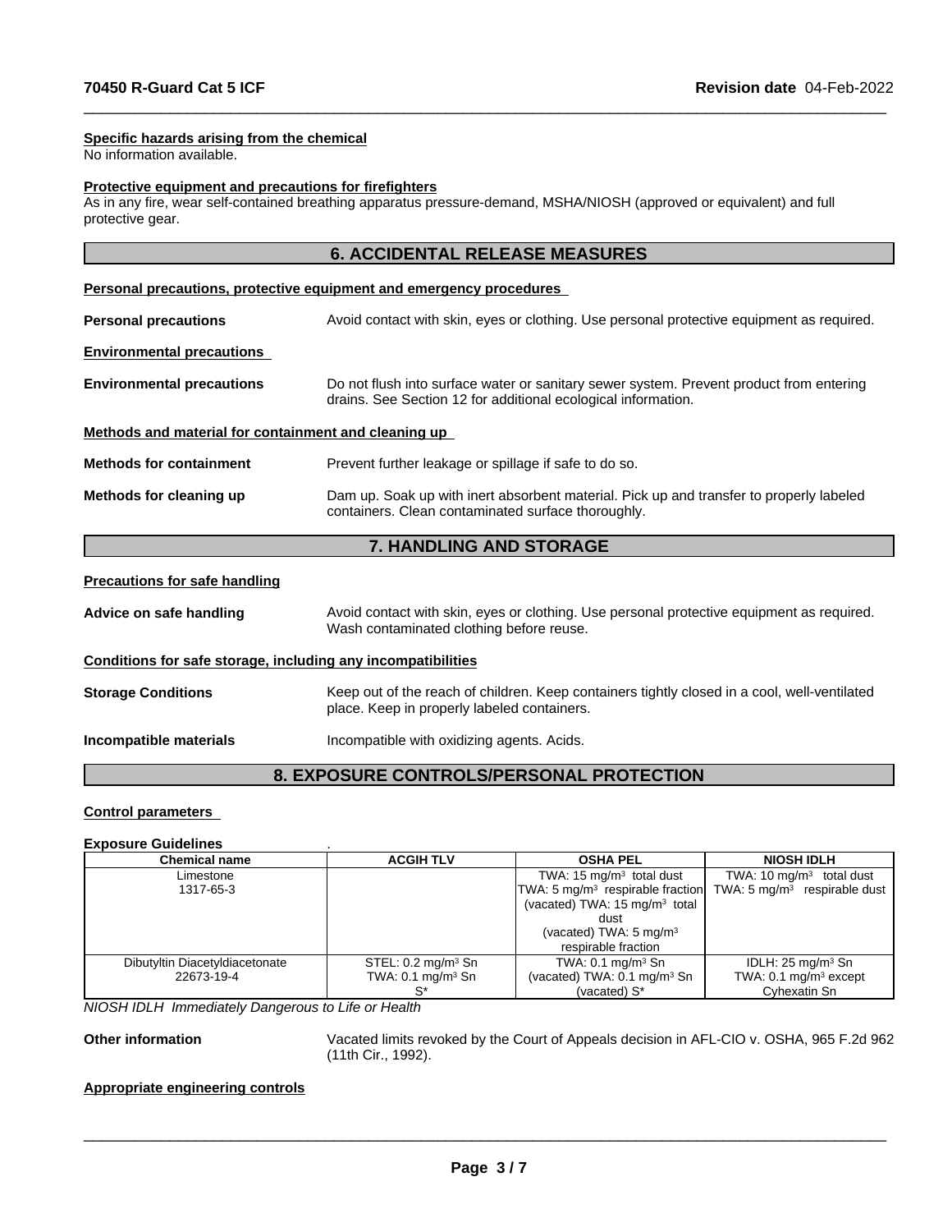### Specific hazards arising from the chemical

No information available.

### Protective equipment and precautions for firefighters

As in any fire, wear self-contained breathing apparatus pressure-demand, MSHA/NIOSH (approved or equivalent) and full protective gear.

## 6. ACCIDENTAL RELEASE MEASURES

### Personal precautions, protective equipment and emergency procedures

**Personal precautions** Avoid contact with skin, eyes or clothing. Use personal protective equipment as required.

### Environmental precautions

**Environmental precautions** Do not flush into surface water or sanitary sewer system. Prevent product from entering drains. See Section 12 for additional ecological information.

### Methods and material for containment and cleaning up

**Methods for containment** Prevent further leakage or spillage if safe to do so.

**Methods for cleaning up** Dam up. Soak up with inert absorbent material. Pick up and transfer to properly labeled containers. Clean contaminated surface thoroughly.

## 7. HANDLING AND STORAGE

### Precautions for safe handling

**Advice on safe handling** Avoid contact with skin, eyes or clothing. Use personal protective equipment as required. Wash contaminated clothing before reuse.

### Conditions for safe storage, including any incompatibilities

**Storage Conditions** Keep out of the reach of children. Keep containers tightly closed in a cool, well-ventilated place. Keep in properly labeled containers.

**Incompatible materials** Incompatible with oxidizing agents. Acids.

## 8. EXPOSURE CONTROLS/PERSONAL PROTECTION

### Control parameters

**Exposure Guidelines** .

| Chemical name | ACGIH TLV | OSHA PEL | NIOSH IDLH |
|---|---|---|---|
| Limestone<br>1317-65-3 | | TWA: 15 mg/m³ total dust<br>TWA: 5 mg/m³ respirable fraction<br>(vacated) TWA: 15 mg/m³ total dust<br>(vacated) TWA: 5 mg/m³ respirable fraction | TWA: 10 mg/m³ total dust<br>TWA: 5 mg/m³ respirable dust |
| Dibutyltin Diacetyldiacetonate<br>22673-19-4 | STEL: 0.2 mg/m³ Sn<br>TWA: 0.1 mg/m³ Sn<br>S* | TWA: 0.1 mg/m³ Sn<br>(vacated) TWA: 0.1 mg/m³ Sn<br>(vacated) S* | IDLH: 25 mg/m³ Sn<br>TWA: 0.1 mg/m³ except Cyhexatin Sn |

*NIOSH IDLH Immediately Dangerous to Life or Health*

**Other information** Vacated limits revoked by the Court of Appeals decision in AFL-CIO v. OSHA, 965 F.2d 962 (11th Cir., 1992).

### Appropriate engineering controls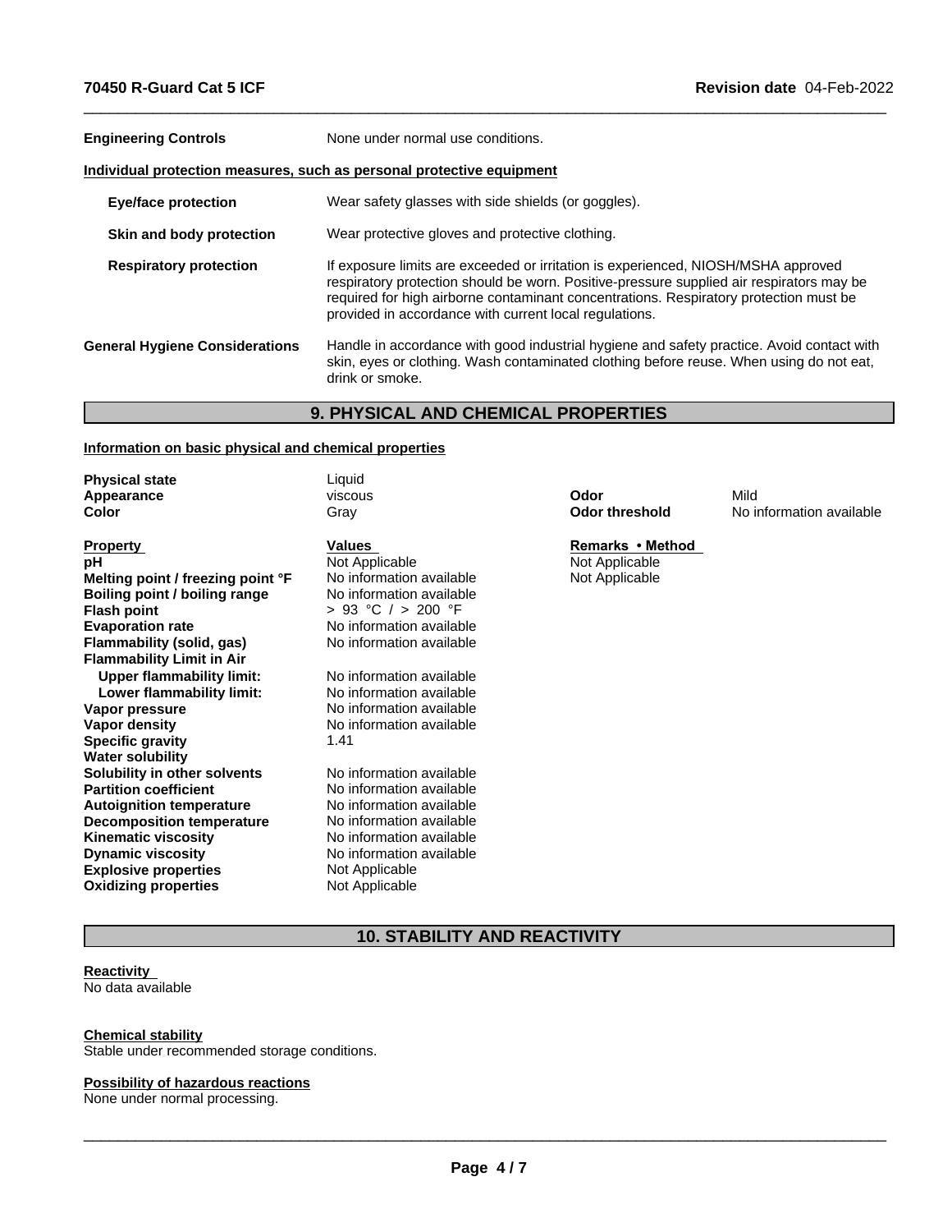| | |
|---|---|
| **Engineering Controls** | None under normal use conditions. |

**Individual protection measures, such as personal protective equipment**

| | |
|---|---|
| **Eye/face protection** | Wear safety glasses with side shields (or goggles). |
| **Skin and body protection** | Wear protective gloves and protective clothing. |
| **Respiratory protection** | If exposure limits are exceeded or irritation is experienced, NIOSH/MSHA approved respiratory protection should be worn. Positive-pressure supplied air respirators may be required for high airborne contaminant concentrations. Respiratory protection must be provided in accordance with current local regulations. |
| **General Hygiene Considerations** | Handle in accordance with good industrial hygiene and safety practice. Avoid contact with skin, eyes or clothing. Wash contaminated clothing before reuse. When using do not eat, drink or smoke. |

## 9. PHYSICAL AND CHEMICAL PROPERTIES

**Information on basic physical and chemical properties**

| | | | |
|---|---|---|---|
| **Physical state** | Liquid | | |
| **Appearance** | viscous | **Odor** | Mild |
| **Color** | Gray | **Odor threshold** | No information available |

| **Property** | **Values** | **Remarks • Method** |
|---|---|---|
| **pH** | Not Applicable | Not Applicable |
| **Melting point / freezing point °F** | No information available | Not Applicable |
| **Boiling point / boiling range** | No information available | |
| **Flash point** | > 93 °C / > 200 °F | |
| **Evaporation rate** | No information available | |
| **Flammability (solid, gas)** | No information available | |
| **Flammability Limit in Air** | | |
| **Upper flammability limit:** | No information available | |
| **Lower flammability limit:** | No information available | |
| **Vapor pressure** | No information available | |
| **Vapor density** | No information available | |
| **Specific gravity** | 1.41 | |
| **Water solubility** | | |
| **Solubility in other solvents** | No information available | |
| **Partition coefficient** | No information available | |
| **Autoignition temperature** | No information available | |
| **Decomposition temperature** | No information available | |
| **Kinematic viscosity** | No information available | |
| **Dynamic viscosity** | No information available | |
| **Explosive properties** | Not Applicable | |
| **Oxidizing properties** | Not Applicable | |

## 10. STABILITY AND REACTIVITY

**Reactivity**
No data available

**Chemical stability**
Stable under recommended storage conditions.

**Possibility of hazardous reactions**
None under normal processing.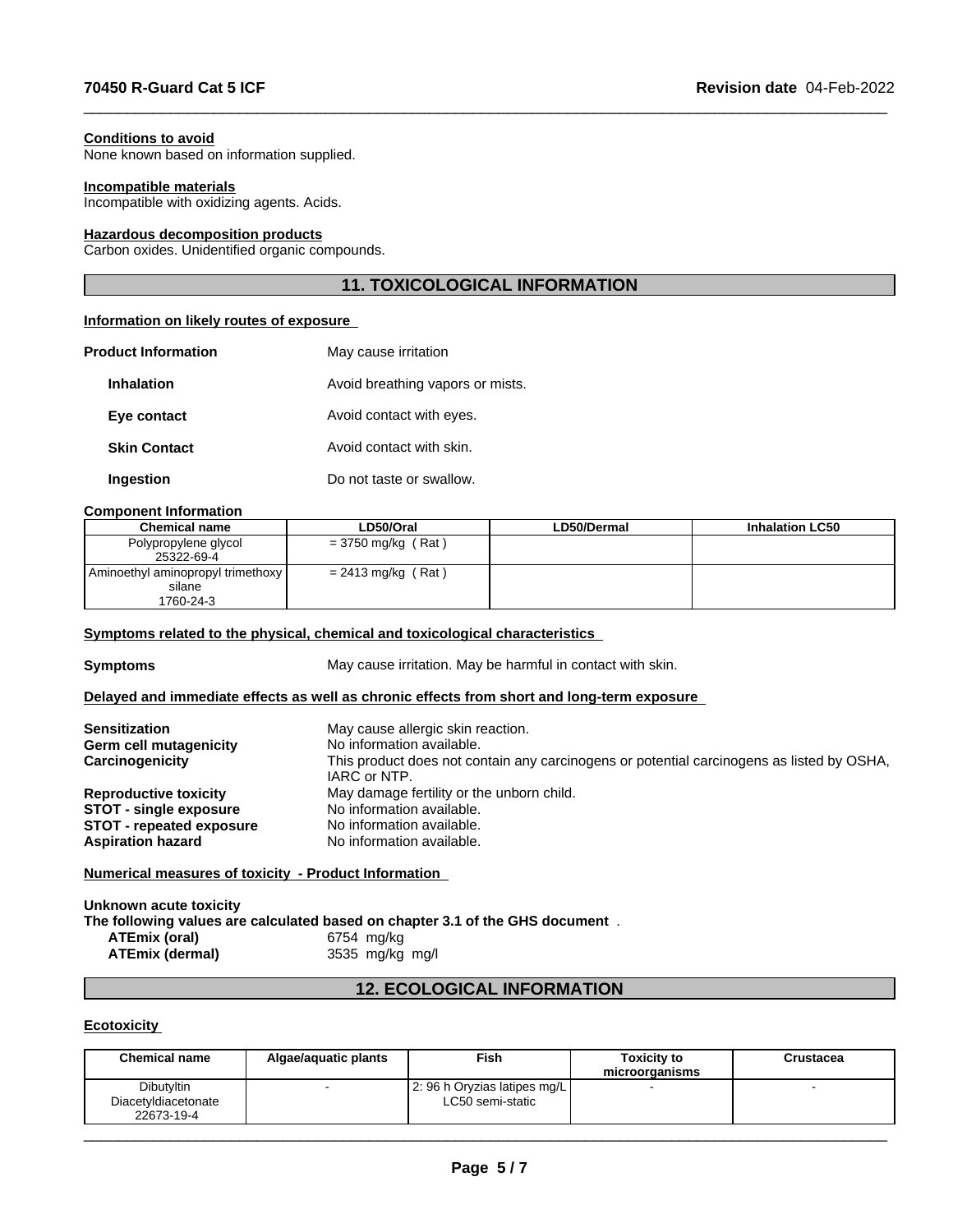#### Conditions to avoid

None known based on information supplied.

#### Incompatible materials

Incompatible with oxidizing agents. Acids.

#### Hazardous decomposition products

Carbon oxides. Unidentified organic compounds.

## 11. TOXICOLOGICAL INFORMATION

#### Information on likely routes of exposure

**Product Information** May cause irritation

**Inhalation** Avoid breathing vapors or mists.

**Eye contact** Avoid contact with eyes.

**Skin Contact** Avoid contact with skin.

**Ingestion** Do not taste or swallow.

#### Component Information

| Chemical name | LD50/Oral | LD50/Dermal | Inhalation LC50 |
|---|---|---|---|
| Polypropylene glycol 25322-69-4 | = 3750 mg/kg ( Rat ) | | |
| Aminoethyl aminopropyl trimethoxy silane 1760-24-3 | = 2413 mg/kg ( Rat ) | | |

#### Symptoms related to the physical, chemical and toxicological characteristics

**Symptoms** May cause irritation. May be harmful in contact with skin.

#### Delayed and immediate effects as well as chronic effects from short and long-term exposure

**Sensitization** May cause allergic skin reaction.
**Germ cell mutagenicity** No information available.
**Carcinogenicity** This product does not contain any carcinogens or potential carcinogens as listed by OSHA, IARC or NTP.
**Reproductive toxicity** May damage fertility or the unborn child.
**STOT - single exposure** No information available.
**STOT - repeated exposure** No information available.
**Aspiration hazard** No information available.

#### Numerical measures of toxicity - Product Information

**Unknown acute toxicity**
**The following values are calculated based on chapter 3.1 of the GHS document** .
**ATEmix (oral)** 6754 mg/kg
**ATEmix (dermal)** 3535 mg/kg mg/l

## 12. ECOLOGICAL INFORMATION

#### Ecotoxicity

| Chemical name | Algae/aquatic plants | Fish | Toxicity to microorganisms | Crustacea |
|---|---|---|---|---|
| Dibutyltin Diacetyldiacetonate 22673-19-4 | - | 2: 96 h Oryzias latipes mg/L LC50 semi-static | - | - |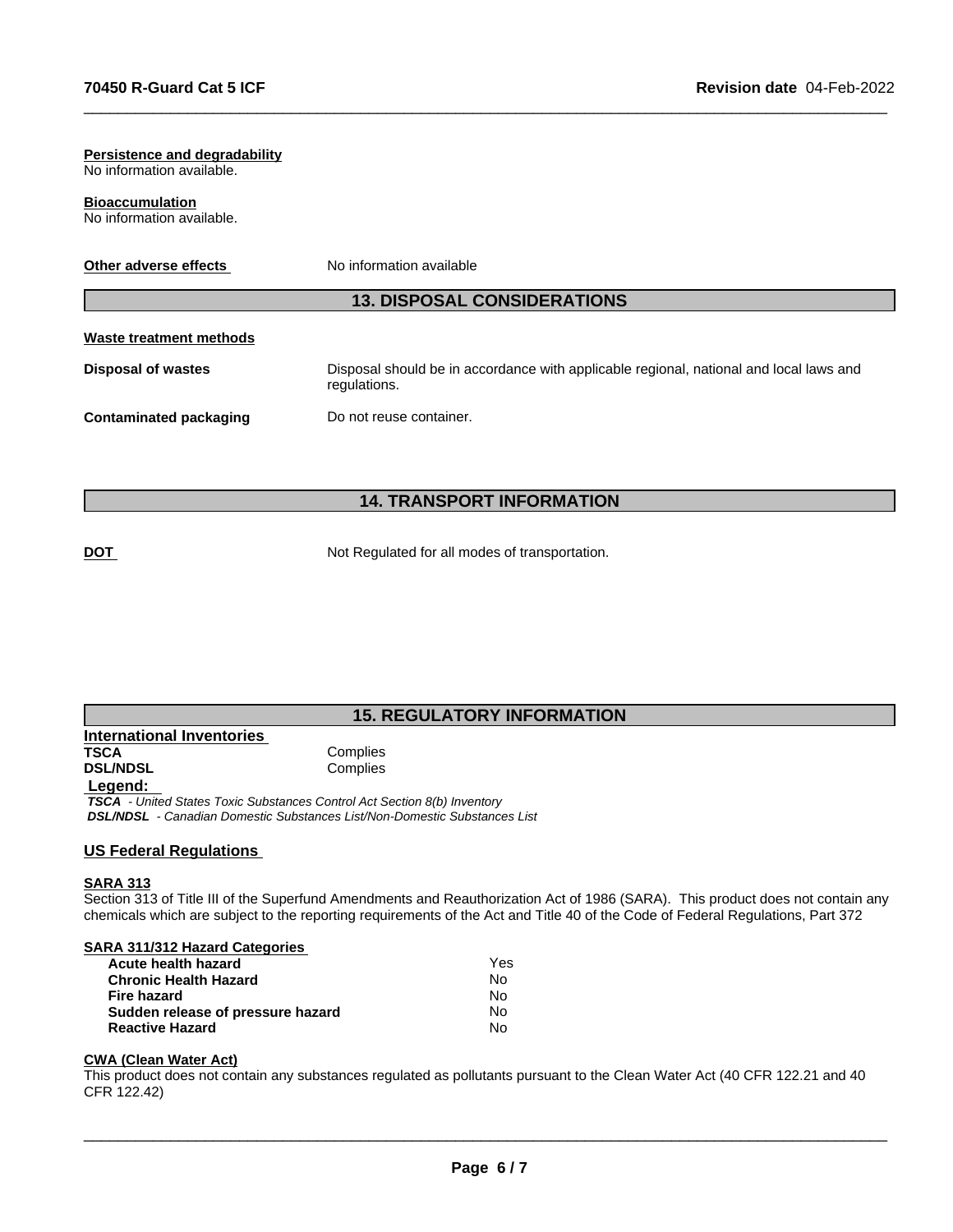**Persistence and degradability**
No information available.

**Bioaccumulation**
No information available.

**Other adverse effects** No information available

## 13. DISPOSAL CONSIDERATIONS

**Waste treatment methods**

| | |
|---|---|
| **Disposal of wastes** | Disposal should be in accordance with applicable regional, national and local laws and regulations. |
| **Contaminated packaging** | Do not reuse container. |

## 14. TRANSPORT INFORMATION

**DOT** Not Regulated for all modes of transportation.

## 15. REGULATORY INFORMATION

**International Inventories**

| | |
|---|---|
| **TSCA** | Complies |
| **DSL/NDSL** | Complies |

**Legend:**
***TSCA*** *- United States Toxic Substances Control Act Section 8(b) Inventory*
***DSL/NDSL*** *- Canadian Domestic Substances List/Non-Domestic Substances List*

**US Federal Regulations**

**SARA 313**
Section 313 of Title III of the Superfund Amendments and Reauthorization Act of 1986 (SARA). This product does not contain any chemicals which are subject to the reporting requirements of the Act and Title 40 of the Code of Federal Regulations, Part 372

**SARA 311/312 Hazard Categories**

| | |
|---|---|
| **Acute health hazard** | Yes |
| **Chronic Health Hazard** | No |
| **Fire hazard** | No |
| **Sudden release of pressure hazard** | No |
| **Reactive Hazard** | No |

**CWA (Clean Water Act)**
This product does not contain any substances regulated as pollutants pursuant to the Clean Water Act (40 CFR 122.21 and 40 CFR 122.42)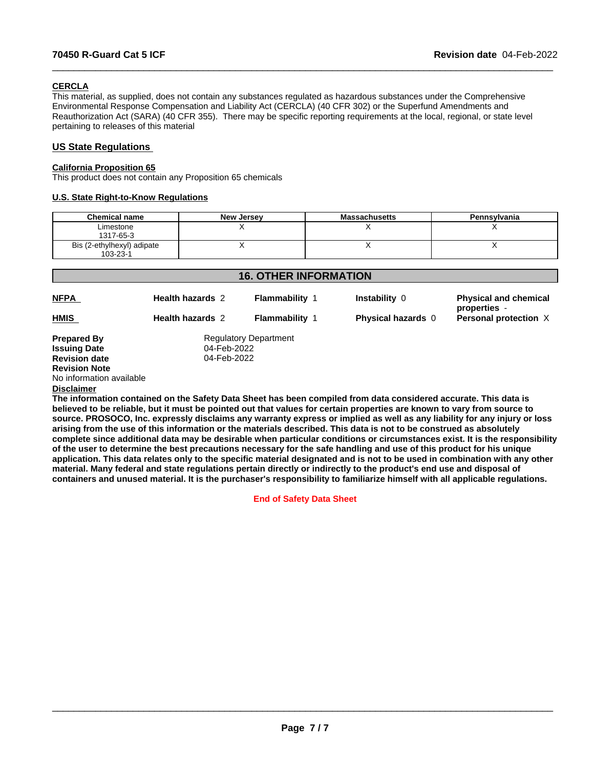### CERCLA

This material, as supplied, does not contain any substances regulated as hazardous substances under the Comprehensive Environmental Response Compensation and Liability Act (CERCLA) (40 CFR 302) or the Superfund Amendments and Reauthorization Act (SARA) (40 CFR 355). There may be specific reporting requirements at the local, regional, or state level pertaining to releases of this material

## US State Regulations

### California Proposition 65

This product does not contain any Proposition 65 chemicals

### U.S. State Right-to-Know Regulations

| Chemical name | New Jersey | Massachusetts | Pennsylvania |
|---|---|---|---|
| Limestone<br>1317-65-3 | X | X | X |
| Bis (2-ethylhexyl) adipate<br>103-23-1 | X | X | X |

## 16. OTHER INFORMATION

| | | | | |
|---|---|---|---|---|
| **NFPA** | **Health hazards** 2 | **Flammability** 1 | **Instability** 0 | **Physical and chemical properties** - |
| **HMIS** | **Health hazards** 2 | **Flammability** 1 | **Physical hazards** 0 | **Personal protection** X |

**Prepared By** Regulatory Department
**Issuing Date** 04-Feb-2022
**Revision date** 04-Feb-2022
**Revision Note**
No information available

### Disclaimer

**The information contained on the Safety Data Sheet has been compiled from data considered accurate. This data is believed to be reliable, but it must be pointed out that values for certain properties are known to vary from source to source. PROSOCO, Inc. expressly disclaims any warranty express or implied as well as any liability for any injury or loss arising from the use of this information or the materials described. This data is not to be construed as absolutely complete since additional data may be desirable when particular conditions or circumstances exist. It is the responsibility of the user to determine the best precautions necessary for the safe handling and use of this product for his unique application. This data relates only to the specific material designated and is not to be used in combination with any other material. Many federal and state regulations pertain directly or indirectly to the product's end use and disposal of containers and unused material. It is the purchaser's responsibility to familiarize himself with all applicable regulations.**

**End of Safety Data Sheet**